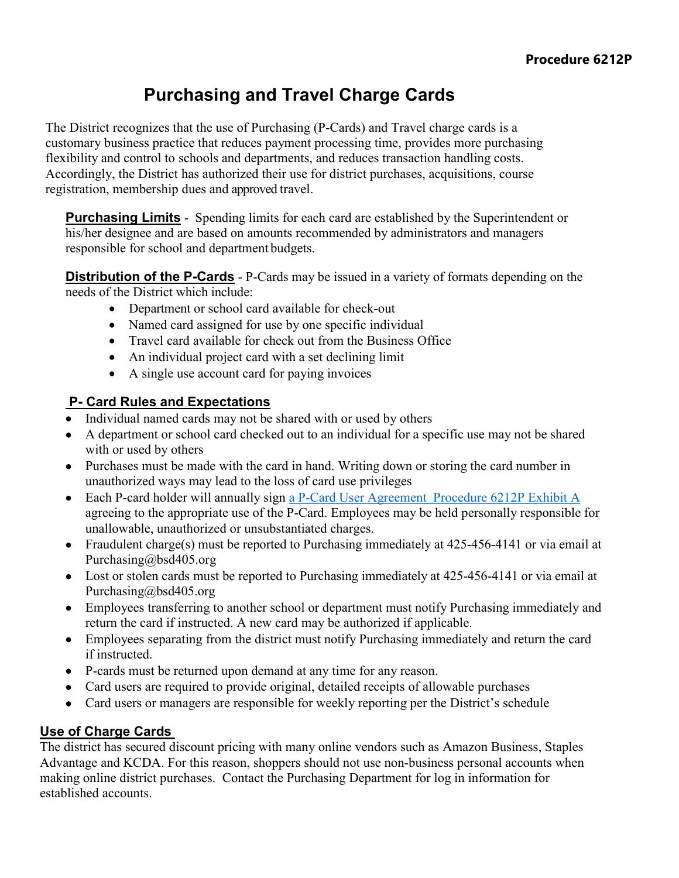**Procedure 6212P**

# Purchasing and Travel Charge Cards

The District recognizes that the use of Purchasing (P-Cards) and Travel charge cards is a customary business practice that reduces payment processing time, provides more purchasing flexibility and control to schools and departments, and reduces transaction handling costs. Accordingly, the District has authorized their use for district purchases, acquisitions, course registration, membership dues and approved travel.

**Purchasing Limits** - Spending limits for each card are established by the Superintendent or his/her designee and are based on amounts recommended by administrators and managers responsible for school and department budgets.

**Distribution of the P-Cards** - P-Cards may be issued in a variety of formats depending on the needs of the District which include:

- Department or school card available for check-out
- Named card assigned for use by one specific individual
- Travel card available for check out from the Business Office
- An individual project card with a set declining limit
- A single use account card for paying invoices

## P- Card Rules and Expectations

- Individual named cards may not be shared with or used by others
- A department or school card checked out to an individual for a specific use may not be shared with or used by others
- Purchases must be made with the card in hand. Writing down or storing the card number in unauthorized ways may lead to the loss of card use privileges
- Each P-card holder will annually sign a P-Card User Agreement Procedure 6212P Exhibit A agreeing to the appropriate use of the P-Card. Employees may be held personally responsible for unallowable, unauthorized or unsubstantiated charges.
- Fraudulent charge(s) must be reported to Purchasing immediately at 425-456-4141 or via email at Purchasing@bsd405.org
- Lost or stolen cards must be reported to Purchasing immediately at 425-456-4141 or via email at Purchasing@bsd405.org
- Employees transferring to another school or department must notify Purchasing immediately and return the card if instructed. A new card may be authorized if applicable.
- Employees separating from the district must notify Purchasing immediately and return the card if instructed.
- P-cards must be returned upon demand at any time for any reason.
- Card users are required to provide original, detailed receipts of allowable purchases
- Card users or managers are responsible for weekly reporting per the District's schedule

## Use of Charge Cards

The district has secured discount pricing with many online vendors such as Amazon Business, Staples Advantage and KCDA. For this reason, shoppers should not use non-business personal accounts when making online district purchases. Contact the Purchasing Department for log in information for established accounts.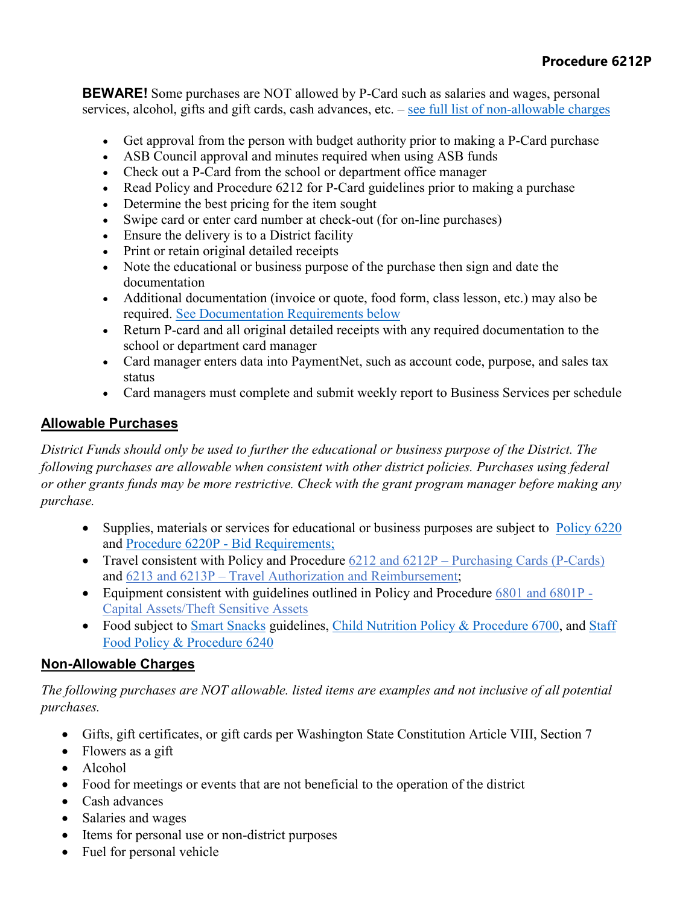**BEWARE!** Some purchases are NOT allowed by P-Card such as salaries and wages, personal services, alcohol, gifts and gift cards, cash advances, etc. – see full list of non-allowable charges

- Get approval from the person with budget authority prior to making a P-Card purchase
- ASB Council approval and minutes required when using ASB funds
- Check out a P-Card from the school or department office manager
- Read Policy and Procedure 6212 for P-Card guidelines prior to making a purchase
- Determine the best pricing for the item sought
- Swipe card or enter card number at check-out (for on-line purchases)
- Ensure the delivery is to a District facility
- Print or retain original detailed receipts
- Note the educational or business purpose of the purchase then sign and date the documentation
- Additional documentation (invoice or quote, food form, class lesson, etc.) may also be required. See Documentation Requirements below
- Return P-card and all original detailed receipts with any required documentation to the school or department card manager
- Card manager enters data into PaymentNet, such as account code, purpose, and sales tax status
- Card managers must complete and submit weekly report to Business Services per schedule

## Allowable Purchases

*District Funds should only be used to further the educational or business purpose of the District. The following purchases are allowable when consistent with other district policies. Purchases using federal or other grants funds may be more restrictive. Check with the grant program manager before making any purchase.*

- Supplies, materials or services for educational or business purposes are subject to Policy 6220 and Procedure 6220P - Bid Requirements;
- Travel consistent with Policy and Procedure 6212 and 6212P – Purchasing Cards (P-Cards) and 6213 and 6213P – Travel Authorization and Reimbursement;
- Equipment consistent with guidelines outlined in Policy and Procedure 6801 and 6801P - Capital Assets/Theft Sensitive Assets
- Food subject to Smart Snacks guidelines, Child Nutrition Policy & Procedure 6700, and Staff Food Policy & Procedure 6240

## Non-Allowable Charges

*The following purchases are NOT allowable. listed items are examples and not inclusive of all potential purchases.*

- Gifts, gift certificates, or gift cards per Washington State Constitution Article VIII, Section 7
- Flowers as a gift
- Alcohol
- Food for meetings or events that are not beneficial to the operation of the district
- Cash advances
- Salaries and wages
- Items for personal use or non-district purposes
- Fuel for personal vehicle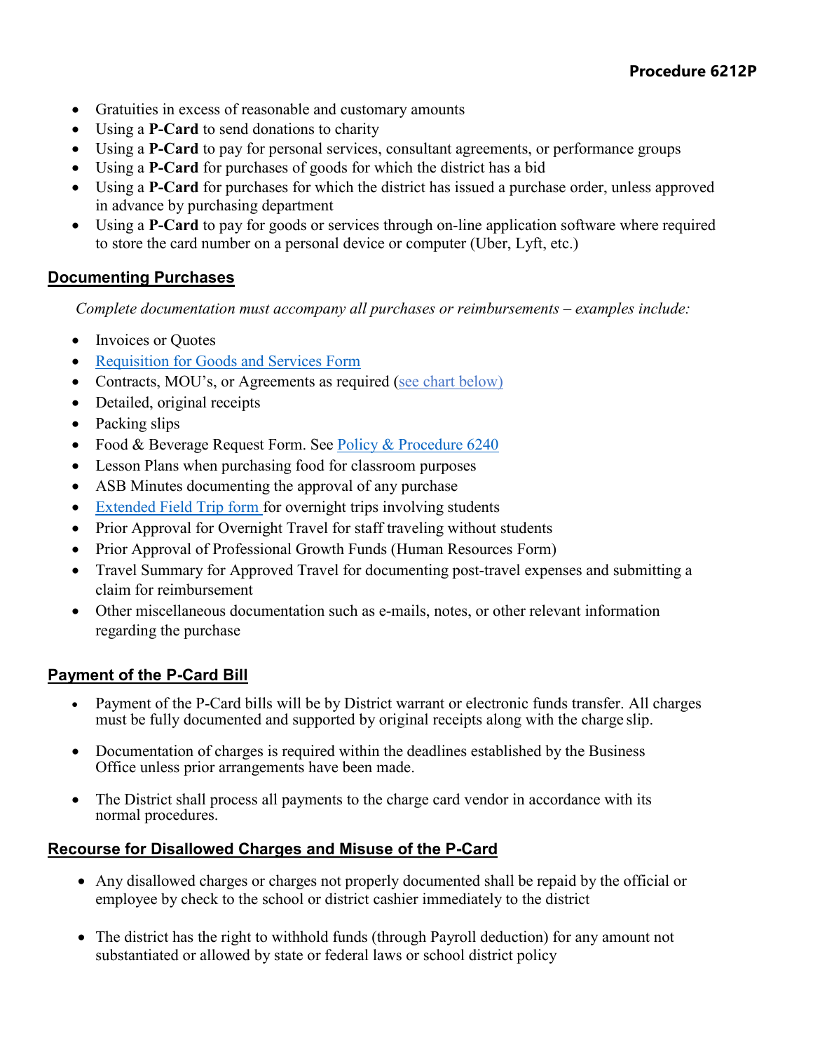- Gratuities in excess of reasonable and customary amounts
- Using a **P-Card** to send donations to charity
- Using a **P-Card** to pay for personal services, consultant agreements, or performance groups
- Using a **P-Card** for purchases of goods for which the district has a bid
- Using a **P-Card** for purchases for which the district has issued a purchase order, unless approved in advance by purchasing department
- Using a **P-Card** to pay for goods or services through on-line application software where required to store the card number on a personal device or computer (Uber, Lyft, etc.)

## Documenting Purchases

*Complete documentation must accompany all purchases or reimbursements – examples include:*

- Invoices or Quotes
- Requisition for Goods and Services Form
- Contracts, MOU's, or Agreements as required (see chart below)
- Detailed, original receipts
- Packing slips
- Food & Beverage Request Form. See Policy & Procedure 6240
- Lesson Plans when purchasing food for classroom purposes
- ASB Minutes documenting the approval of any purchase
- Extended Field Trip form for overnight trips involving students
- Prior Approval for Overnight Travel for staff traveling without students
- Prior Approval of Professional Growth Funds (Human Resources Form)
- Travel Summary for Approved Travel for documenting post-travel expenses and submitting a claim for reimbursement
- Other miscellaneous documentation such as e-mails, notes, or other relevant information regarding the purchase

## Payment of the P-Card Bill

- Payment of the P-Card bills will be by District warrant or electronic funds transfer. All charges must be fully documented and supported by original receipts along with the charge slip.
- Documentation of charges is required within the deadlines established by the Business Office unless prior arrangements have been made.
- The District shall process all payments to the charge card vendor in accordance with its normal procedures.

## Recourse for Disallowed Charges and Misuse of the P-Card

- Any disallowed charges or charges not properly documented shall be repaid by the official or employee by check to the school or district cashier immediately to the district
- The district has the right to withhold funds (through Payroll deduction) for any amount not substantiated or allowed by state or federal laws or school district policy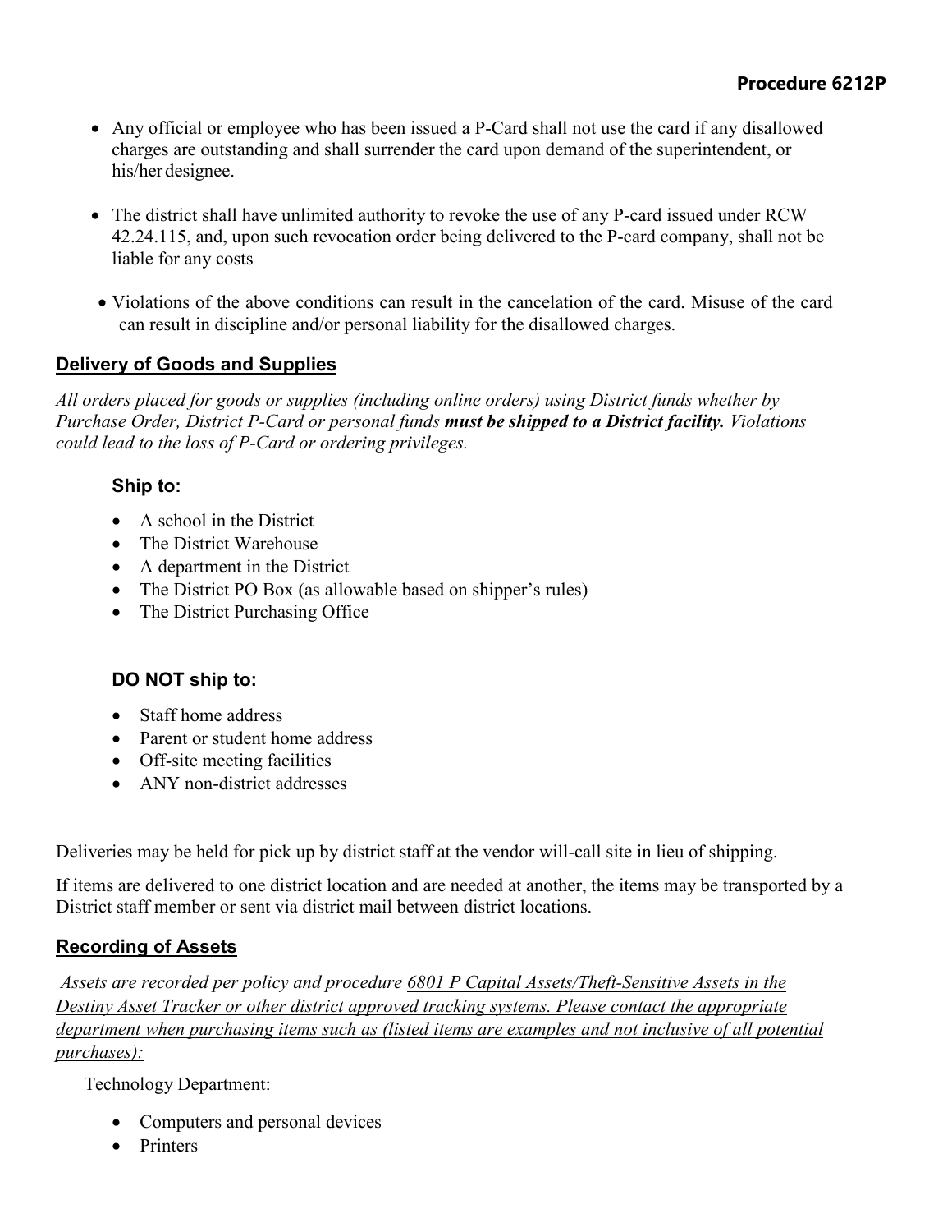- Any official or employee who has been issued a P-Card shall not use the card if any disallowed charges are outstanding and shall surrender the card upon demand of the superintendent, or his/her designee.
- The district shall have unlimited authority to revoke the use of any P-card issued under RCW 42.24.115, and, upon such revocation order being delivered to the P-card company, shall not be liable for any costs
- Violations of the above conditions can result in the cancelation of the card. Misuse of the card can result in discipline and/or personal liability for the disallowed charges.

## Delivery of Goods and Supplies

*All orders placed for goods or supplies (including online orders) using District funds whether by Purchase Order, District P-Card or personal funds* ***must be shipped to a District facility.*** *Violations could lead to the loss of P-Card or ordering privileges.*

### Ship to:

- A school in the District
- The District Warehouse
- A department in the District
- The District PO Box (as allowable based on shipper's rules)
- The District Purchasing Office

### DO NOT ship to:

- Staff home address
- Parent or student home address
- Off-site meeting facilities
- ANY non-district addresses

Deliveries may be held for pick up by district staff at the vendor will-call site in lieu of shipping.

If items are delivered to one district location and are needed at another, the items may be transported by a District staff member or sent via district mail between district locations.

## Recording of Assets

*Assets are recorded per policy and procedure 6801 P Capital Assets/Theft-Sensitive Assets in the Destiny Asset Tracker or other district approved tracking systems. Please contact the appropriate department when purchasing items such as (listed items are examples and not inclusive of all potential purchases):*

Technology Department:

- Computers and personal devices
- Printers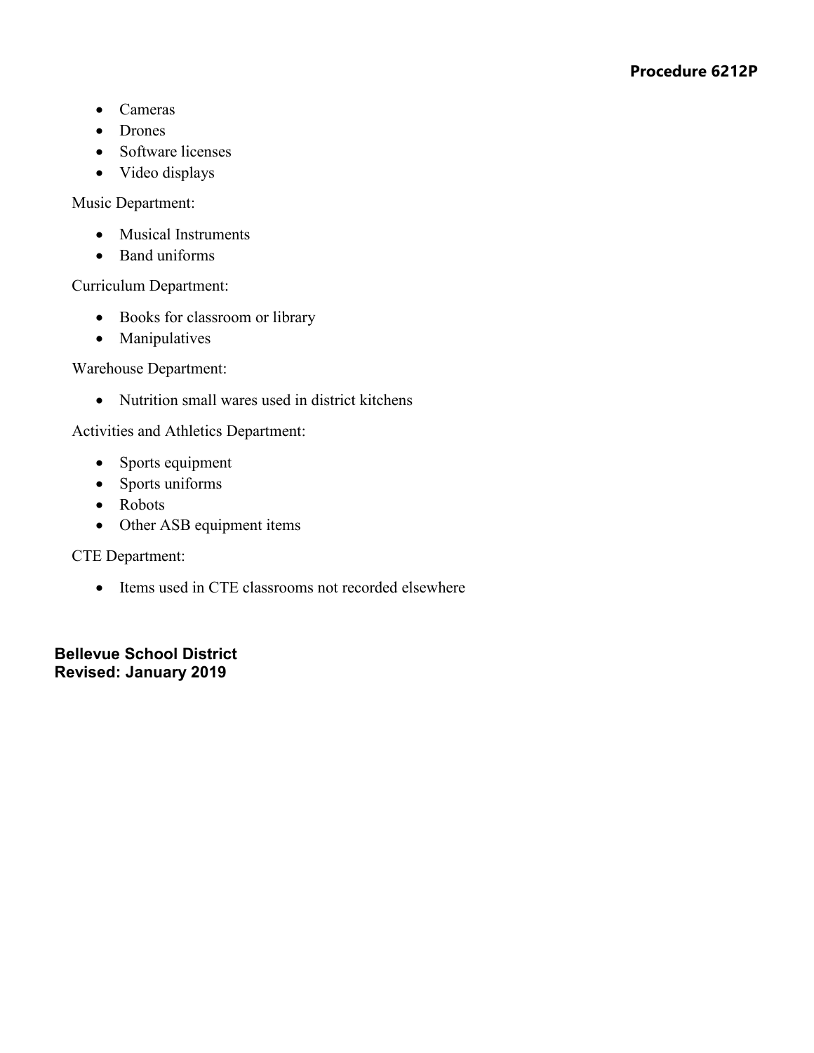- Cameras
- Drones
- Software licenses
- Video displays

Music Department:

- Musical Instruments
- Band uniforms

Curriculum Department:

- Books for classroom or library
- Manipulatives

Warehouse Department:

- Nutrition small wares used in district kitchens

Activities and Athletics Department:

- Sports equipment
- Sports uniforms
- Robots
- Other ASB equipment items

CTE Department:

- Items used in CTE classrooms not recorded elsewhere

**Bellevue School District**
**Revised: January 2019**